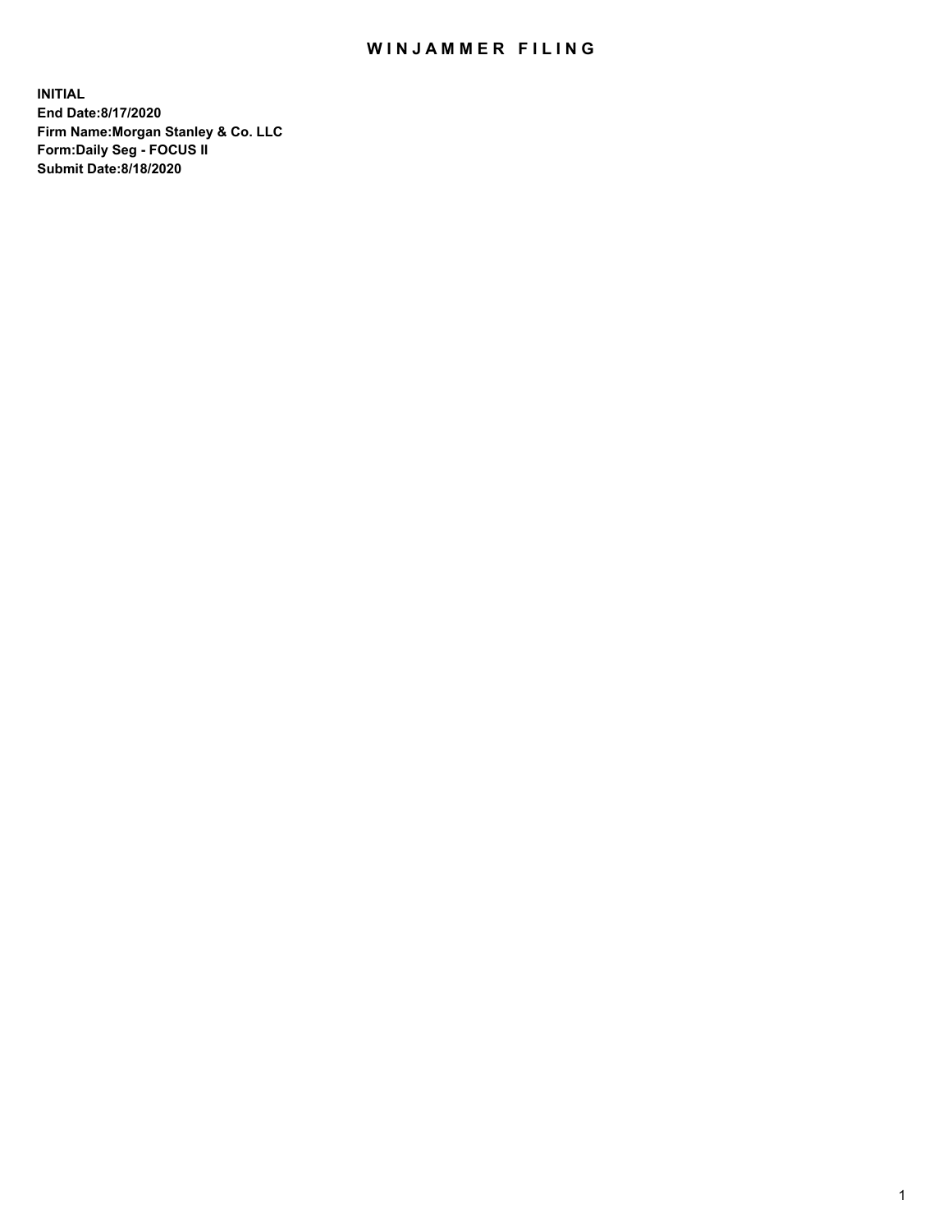# WINJAMMER FILING

**INITIAL**
**End Date:8/17/2020**
**Firm Name:Morgan Stanley & Co. LLC**
**Form:Daily Seg - FOCUS II**
**Submit Date:8/18/2020**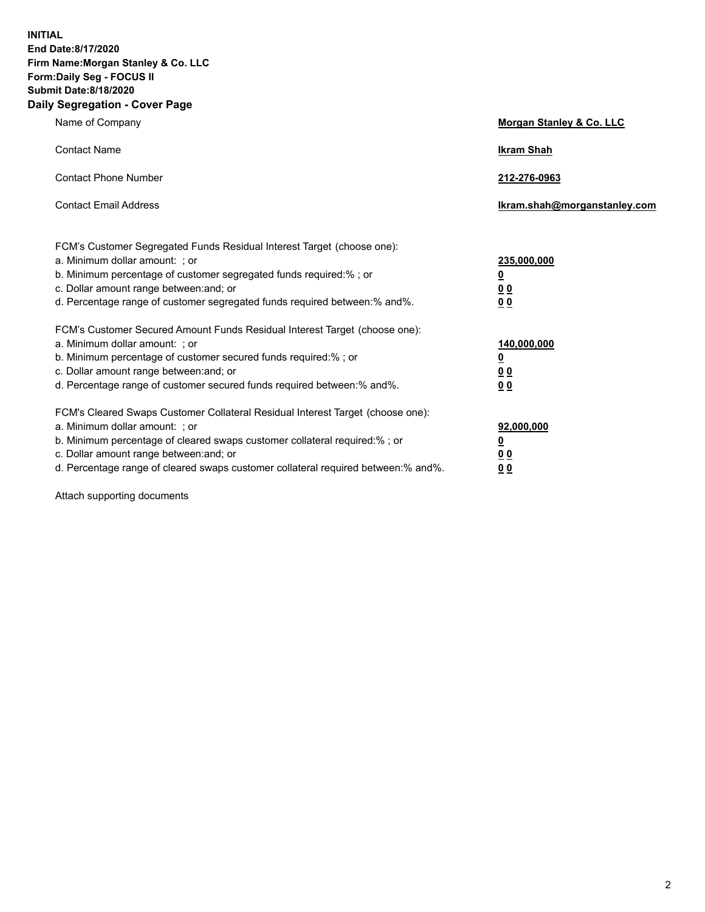**INITIAL**
**End Date:8/17/2020**
**Firm Name:Morgan Stanley & Co. LLC**
**Form:Daily Seg - FOCUS II**
**Submit Date:8/18/2020**

## Daily Segregation - Cover Page

| | |
|---|---|
| Name of Company | **Morgan Stanley & Co. LLC** |
| Contact Name | **Ikram Shah** |
| Contact Phone Number | **212-276-0963** |
| Contact Email Address | **Ikram.shah@morganstanley.com** |

| | |
|---|---|
| FCM's Customer Segregated Funds Residual Interest Target (choose one): | |
| a. Minimum dollar amount: ; or | **235,000,000** |
| b. Minimum percentage of customer segregated funds required:% ; or | **0** |
| c. Dollar amount range between:and; or | **0 0** |
| d. Percentage range of customer segregated funds required between:% and%. | **0 0** |
| FCM's Customer Secured Amount Funds Residual Interest Target (choose one): | |
| a. Minimum dollar amount: ; or | **140,000,000** |
| b. Minimum percentage of customer secured funds required:% ; or | **0** |
| c. Dollar amount range between:and; or | **0 0** |
| d. Percentage range of customer secured funds required between:% and%. | **0 0** |
| FCM's Cleared Swaps Customer Collateral Residual Interest Target (choose one): | |
| a. Minimum dollar amount: ; or | **92,000,000** |
| b. Minimum percentage of cleared swaps customer collateral required:% ; or | **0** |
| c. Dollar amount range between:and; or | **0 0** |
| d. Percentage range of cleared swaps customer collateral required between:% and%. | **0 0** |

Attach supporting documents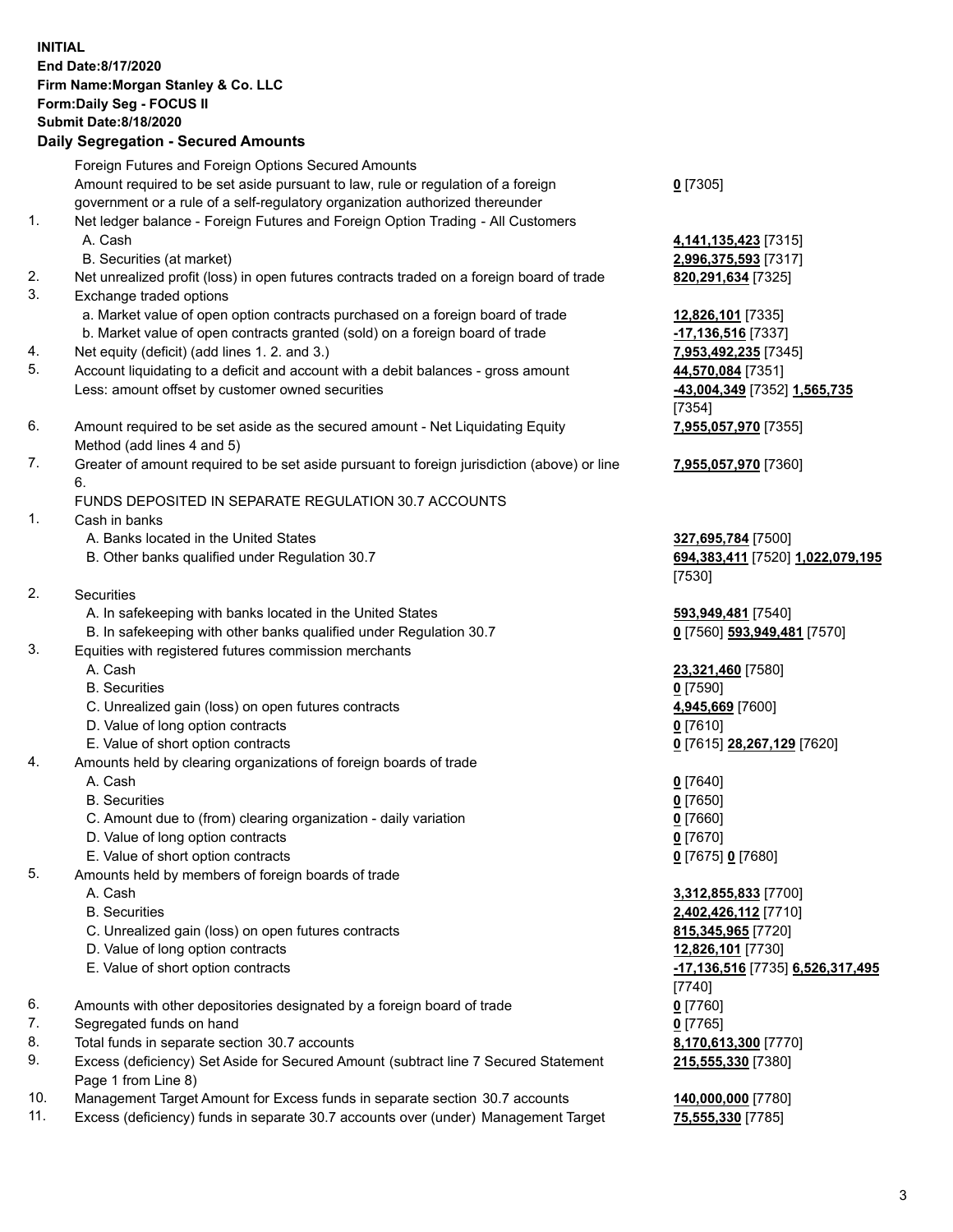**INITIAL**
**End Date:8/17/2020**
**Firm Name:Morgan Stanley & Co. LLC**
**Form:Daily Seg - FOCUS II**
**Submit Date:8/18/2020**

**Daily Segregation - Secured Amounts**

| | | |
|---|---|---|
| | Foreign Futures and Foreign Options Secured Amounts | |
| | Amount required to be set aside pursuant to law, rule or regulation of a foreign government or a rule of a self-regulatory organization authorized thereunder | **0** [7305] |
| 1. | Net ledger balance - Foreign Futures and Foreign Option Trading - All Customers | |
| | A. Cash | **4,141,135,423** [7315] |
| | B. Securities (at market) | **2,996,375,593** [7317] |
| 2. | Net unrealized profit (loss) in open futures contracts traded on a foreign board of trade | **820,291,634** [7325] |
| 3. | Exchange traded options | |
| | a. Market value of open option contracts purchased on a foreign board of trade | **12,826,101** [7335] |
| | b. Market value of open contracts granted (sold) on a foreign board of trade | **-17,136,516** [7337] |
| 4. | Net equity (deficit) (add lines 1. 2. and 3.) | **7,953,492,235** [7345] |
| 5. | Account liquidating to a deficit and account with a debit balances - gross amount | **44,570,084** [7351] |
| | Less: amount offset by customer owned securities | **-43,004,349** [7352] **1,565,735** [7354] |
| 6. | Amount required to be set aside as the secured amount - Net Liquidating Equity Method (add lines 4 and 5) | **7,955,057,970** [7355] |
| 7. | Greater of amount required to be set aside pursuant to foreign jurisdiction (above) or line 6. | **7,955,057,970** [7360] |
| | FUNDS DEPOSITED IN SEPARATE REGULATION 30.7 ACCOUNTS | |
| 1. | Cash in banks | |
| | A. Banks located in the United States | **327,695,784** [7500] |
| | B. Other banks qualified under Regulation 30.7 | **694,383,411** [7520] **1,022,079,195** [7530] |
| 2. | Securities | |
| | A. In safekeeping with banks located in the United States | **593,949,481** [7540] |
| | B. In safekeeping with other banks qualified under Regulation 30.7 | **0** [7560] **593,949,481** [7570] |
| 3. | Equities with registered futures commission merchants | |
| | A. Cash | **23,321,460** [7580] |
| | B. Securities | **0** [7590] |
| | C. Unrealized gain (loss) on open futures contracts | **4,945,669** [7600] |
| | D. Value of long option contracts | **0** [7610] |
| | E. Value of short option contracts | **0** [7615] **28,267,129** [7620] |
| 4. | Amounts held by clearing organizations of foreign boards of trade | |
| | A. Cash | **0** [7640] |
| | B. Securities | **0** [7650] |
| | C. Amount due to (from) clearing organization - daily variation | **0** [7660] |
| | D. Value of long option contracts | **0** [7670] |
| | E. Value of short option contracts | **0** [7675] **0** [7680] |
| 5. | Amounts held by members of foreign boards of trade | |
| | A. Cash | **3,312,855,833** [7700] |
| | B. Securities | **2,402,426,112** [7710] |
| | C. Unrealized gain (loss) on open futures contracts | **815,345,965** [7720] |
| | D. Value of long option contracts | **12,826,101** [7730] |
| | E. Value of short option contracts | **-17,136,516** [7735] **6,526,317,495** [7740] |
| 6. | Amounts with other depositories designated by a foreign board of trade | **0** [7760] |
| 7. | Segregated funds on hand | **0** [7765] |
| 8. | Total funds in separate section 30.7 accounts | **8,170,613,300** [7770] |
| 9. | Excess (deficiency) Set Aside for Secured Amount (subtract line 7 Secured Statement Page 1 from Line 8) | **215,555,330** [7380] |
| 10. | Management Target Amount for Excess funds in separate section 30.7 accounts | **140,000,000** [7780] |
| 11. | Excess (deficiency) funds in separate 30.7 accounts over (under) Management Target | **75,555,330** [7785] |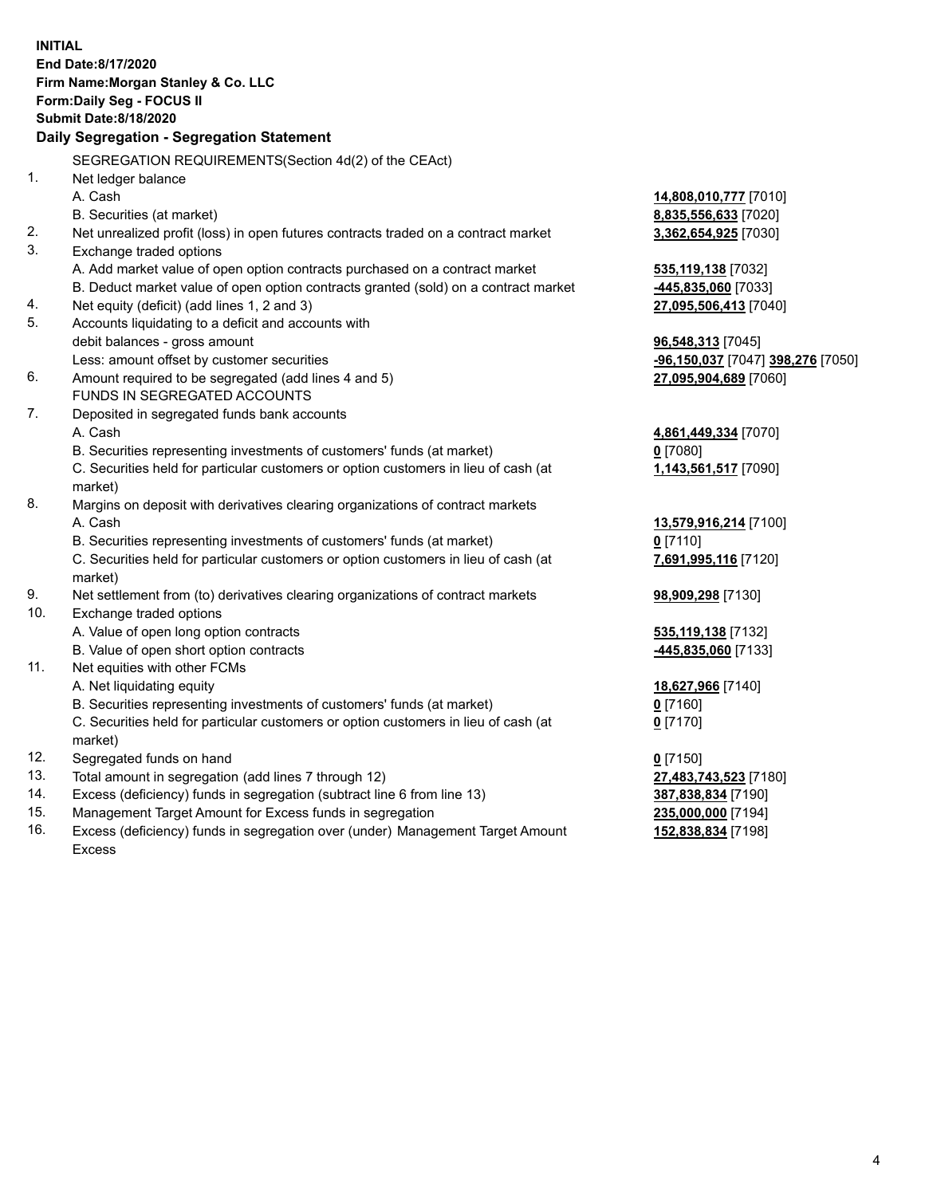**INITIAL**
**End Date:8/17/2020**
**Firm Name:Morgan Stanley & Co. LLC**
**Form:Daily Seg - FOCUS II**
**Submit Date:8/18/2020**

**Daily Segregation - Segregation Statement**

| | | |
|---|---|---|
| | SEGREGATION REQUIREMENTS(Section 4d(2) of the CEAct) | |
| 1. | Net ledger balance | |
| | A. Cash | **14,808,010,777** [7010] |
| | B. Securities (at market) | **8,835,556,633** [7020] |
| 2. | Net unrealized profit (loss) in open futures contracts traded on a contract market | **3,362,654,925** [7030] |
| 3. | Exchange traded options | |
| | A. Add market value of open option contracts purchased on a contract market | **535,119,138** [7032] |
| | B. Deduct market value of open option contracts granted (sold) on a contract market | **-445,835,060** [7033] |
| 4. | Net equity (deficit) (add lines 1, 2 and 3) | **27,095,506,413** [7040] |
| 5. | Accounts liquidating to a deficit and accounts with debit balances - gross amount | **96,548,313** [7045] |
| | Less: amount offset by customer securities | **-96,150,037** [7047] **398,276** [7050] |
| 6. | Amount required to be segregated (add lines 4 and 5) | **27,095,904,689** [7060] |
| | FUNDS IN SEGREGATED ACCOUNTS | |
| 7. | Deposited in segregated funds bank accounts | |
| | A. Cash | **4,861,449,334** [7070] |
| | B. Securities representing investments of customers' funds (at market) | **0** [7080] |
| | C. Securities held for particular customers or option customers in lieu of cash (at market) | **1,143,561,517** [7090] |
| 8. | Margins on deposit with derivatives clearing organizations of contract markets | |
| | A. Cash | **13,579,916,214** [7100] |
| | B. Securities representing investments of customers' funds (at market) | **0** [7110] |
| | C. Securities held for particular customers or option customers in lieu of cash (at market) | **7,691,995,116** [7120] |
| 9. | Net settlement from (to) derivatives clearing organizations of contract markets | **98,909,298** [7130] |
| 10. | Exchange traded options | |
| | A. Value of open long option contracts | **535,119,138** [7132] |
| | B. Value of open short option contracts | **-445,835,060** [7133] |
| 11. | Net equities with other FCMs | |
| | A. Net liquidating equity | **18,627,966** [7140] |
| | B. Securities representing investments of customers' funds (at market) | **0** [7160] |
| | C. Securities held for particular customers or option customers in lieu of cash (at market) | **0** [7170] |
| 12. | Segregated funds on hand | **0** [7150] |
| 13. | Total amount in segregation (add lines 7 through 12) | **27,483,743,523** [7180] |
| 14. | Excess (deficiency) funds in segregation (subtract line 6 from line 13) | **387,838,834** [7190] |
| 15. | Management Target Amount for Excess funds in segregation | **235,000,000** [7194] |
| 16. | Excess (deficiency) funds in segregation over (under) Management Target Amount Excess | **152,838,834** [7198] |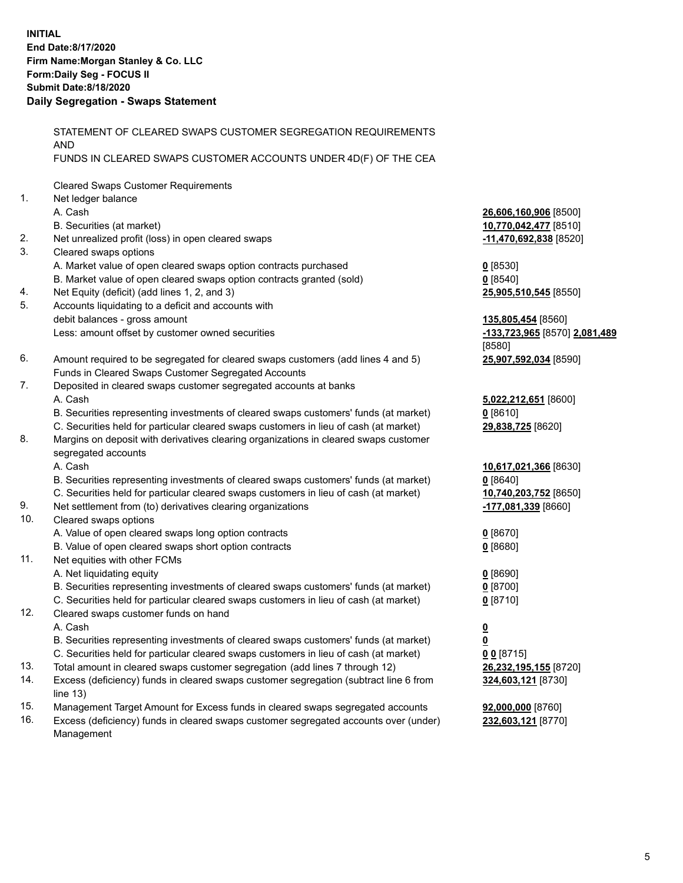**INITIAL**
**End Date:8/17/2020**
**Firm Name:Morgan Stanley & Co. LLC**
**Form:Daily Seg - FOCUS II**
**Submit Date:8/18/2020**
**Daily Segregation - Swaps Statement**

STATEMENT OF CLEARED SWAPS CUSTOMER SEGREGATION REQUIREMENTS AND FUNDS IN CLEARED SWAPS CUSTOMER ACCOUNTS UNDER 4D(F) OF THE CEA

| | | |
|---|---|---|
| | Cleared Swaps Customer Requirements | |
| 1. | Net ledger balance | |
| | A. Cash | **26,606,160,906** [8500] |
| | B. Securities (at market) | **10,770,042,477** [8510] |
| 2. | Net unrealized profit (loss) in open cleared swaps | **-11,470,692,838** [8520] |
| 3. | Cleared swaps options | |
| | A. Market value of open cleared swaps option contracts purchased | **0** [8530] |
| | B. Market value of open cleared swaps option contracts granted (sold) | **0** [8540] |
| 4. | Net Equity (deficit) (add lines 1, 2, and 3) | **25,905,510,545** [8550] |
| 5. | Accounts liquidating to a deficit and accounts with debit balances - gross amount | **135,805,454** [8560] |
| | Less: amount offset by customer owned securities | **-133,723,965** [8570] **2,081,489** [8580] |
| 6. | Amount required to be segregated for cleared swaps customers (add lines 4 and 5) | **25,907,592,034** [8590] |
| | Funds in Cleared Swaps Customer Segregated Accounts | |
| 7. | Deposited in cleared swaps customer segregated accounts at banks | |
| | A. Cash | **5,022,212,651** [8600] |
| | B. Securities representing investments of cleared swaps customers' funds (at market) | **0** [8610] |
| | C. Securities held for particular cleared swaps customers in lieu of cash (at market) | **29,838,725** [8620] |
| 8. | Margins on deposit with derivatives clearing organizations in cleared swaps customer segregated accounts | |
| | A. Cash | **10,617,021,366** [8630] |
| | B. Securities representing investments of cleared swaps customers' funds (at market) | **0** [8640] |
| | C. Securities held for particular cleared swaps customers in lieu of cash (at market) | **10,740,203,752** [8650] |
| 9. | Net settlement from (to) derivatives clearing organizations | **-177,081,339** [8660] |
| 10. | Cleared swaps options | |
| | A. Value of open cleared swaps long option contracts | **0** [8670] |
| | B. Value of open cleared swaps short option contracts | **0** [8680] |
| 11. | Net equities with other FCMs | |
| | A. Net liquidating equity | **0** [8690] |
| | B. Securities representing investments of cleared swaps customers' funds (at market) | **0** [8700] |
| | C. Securities held for particular cleared swaps customers in lieu of cash (at market) | **0** [8710] |
| 12. | Cleared swaps customer funds on hand | |
| | A. Cash | **0** |
| | B. Securities representing investments of cleared swaps customers' funds (at market) | **0** |
| | C. Securities held for particular cleared swaps customers in lieu of cash (at market) | **0** **0** [8715] |
| 13. | Total amount in cleared swaps customer segregation (add lines 7 through 12) | **26,232,195,155** [8720] |
| 14. | Excess (deficiency) funds in cleared swaps customer segregation (subtract line 6 from line 13) | **324,603,121** [8730] |
| 15. | Management Target Amount for Excess funds in cleared swaps segregated accounts | **92,000,000** [8760] |
| 16. | Excess (deficiency) funds in cleared swaps customer segregated accounts over (under) Management | **232,603,121** [8770] |